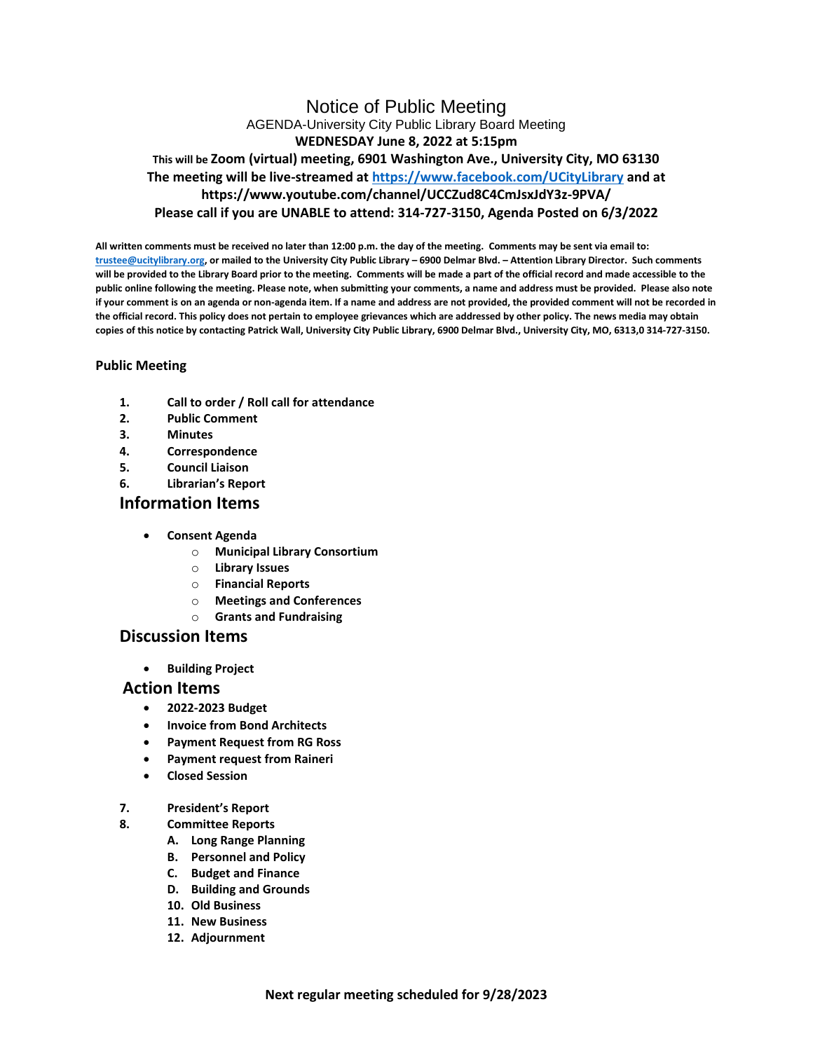# Notice of Public Meeting

AGENDA-University City Public Library Board Meeting

**WEDNESDAY June 8, 2022 at 5:15pm**

**This will be Zoom (virtual) meeting, 6901 Washington Ave., University City, MO 63130**

**The meeting will be live-streamed at [https://www.facebook.com/UCityLibrary](https://www.facebook.com/UCityLibrary) and at https://www.youtube.com/channel/UCCZud8C4CmJsxJdY3z-9PVA/**

**Please call if you are UNABLE to attend: 314-727-3150, Agenda Posted on 6/3/2022**

**All written comments must be received no later than 12:00 p.m. the day of the meeting. Comments may be sent via email to: [trustee@ucitylibrary.org](mailto:trustee@ucitylibrary.org), or mailed to the University City Public Library – 6900 Delmar Blvd. – Attention Library Director. Such comments will be provided to the Library Board prior to the meeting. Comments will be made a part of the official record and made accessible to the public online following the meeting. Please note, when submitting your comments, a name and address must be provided. Please also note if your comment is on an agenda or non-agenda item. If a name and address are not provided, the provided comment will not be recorded in the official record. This policy does not pertain to employee grievances which are addressed by other policy. The news media may obtain copies of this notice by contacting Patrick Wall, University City Public Library, 6900 Delmar Blvd., University City, MO, 6313,0 314-727-3150.**

**Public Meeting**

1. **Call to order / Roll call for attendance**
2. **Public Comment**
3. **Minutes**
4. **Correspondence**
5. **Council Liaison**
6. **Librarian's Report**

## Information Items

- **Consent Agenda**
  - **Municipal Library Consortium**
  - **Library Issues**
  - **Financial Reports**
  - **Meetings and Conferences**
  - **Grants and Fundraising**

## Discussion Items

- **Building Project**

## Action Items

- **2022-2023 Budget**
- **Invoice from Bond Architects**
- **Payment Request from RG Ross**
- **Payment request from Raineri**
- **Closed Session**

7. **President's Report**
8. **Committee Reports**
   - **A. Long Range Planning**
   - **B. Personnel and Policy**
   - **C. Budget and Finance**
   - **D. Building and Grounds**
   - **10. Old Business**
   - **11. New Business**
   - **12. Adjournment**

**Next regular meeting scheduled for 9/28/2023**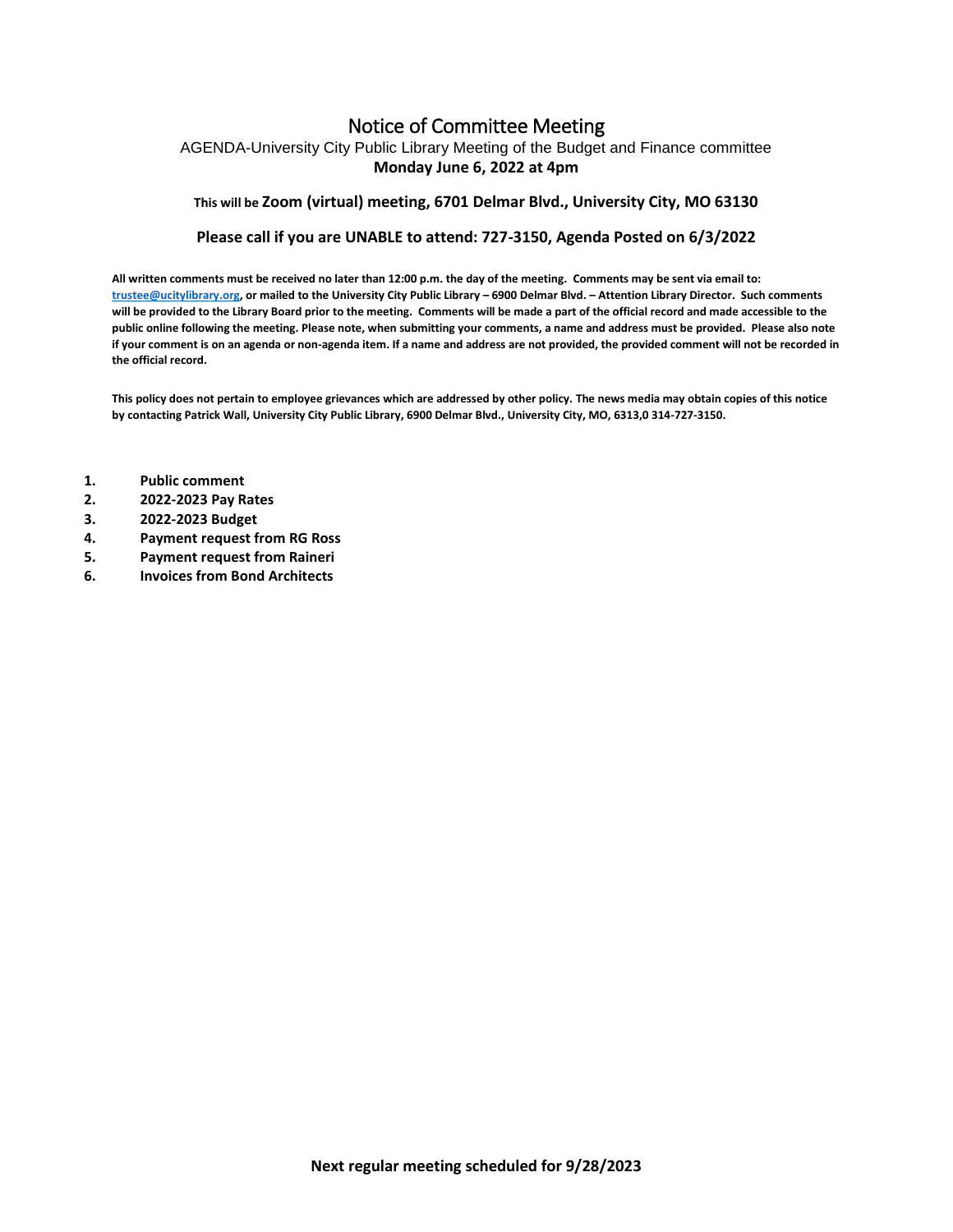# Notice of Committee Meeting

AGENDA-University City Public Library Meeting of the Budget and Finance committee

**Monday June 6, 2022 at 4pm**

**This will be Zoom (virtual) meeting, 6701 Delmar Blvd., University City, MO 63130**

**Please call if you are UNABLE to attend: 727-3150, Agenda Posted on 6/3/2022**

**All written comments must be received no later than 12:00 p.m. the day of the meeting. Comments may be sent via email to: trustee@ucitylibrary.org, or mailed to the University City Public Library – 6900 Delmar Blvd. – Attention Library Director. Such comments will be provided to the Library Board prior to the meeting. Comments will be made a part of the official record and made accessible to the public online following the meeting. Please note, when submitting your comments, a name and address must be provided. Please also note if your comment is on an agenda or non-agenda item. If a name and address are not provided, the provided comment will not be recorded in the official record.**

**This policy does not pertain to employee grievances which are addressed by other policy. The news media may obtain copies of this notice by contacting Patrick Wall, University City Public Library, 6900 Delmar Blvd., University City, MO, 6313,0 314-727-3150.**

1. **Public comment**
2. **2022-2023 Pay Rates**
3. **2022-2023 Budget**
4. **Payment request from RG Ross**
5. **Payment request from Raineri**
6. **Invoices from Bond Architects**

**Next regular meeting scheduled for 9/28/2023**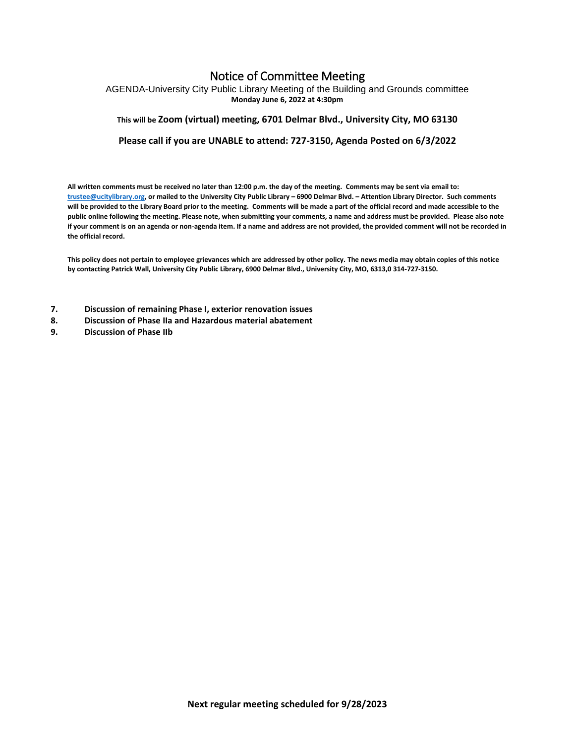# Notice of Committee Meeting

AGENDA-University City Public Library Meeting of the Building and Grounds committee
**Monday June 6, 2022 at 4:30pm**

**This will be Zoom (virtual) meeting, 6701 Delmar Blvd., University City, MO 63130**

**Please call if you are UNABLE to attend: 727-3150, Agenda Posted on 6/3/2022**

**All written comments must be received no later than 12:00 p.m. the day of the meeting. Comments may be sent via email to: trustee@ucitylibrary.org, or mailed to the University City Public Library – 6900 Delmar Blvd. – Attention Library Director. Such comments will be provided to the Library Board prior to the meeting. Comments will be made a part of the official record and made accessible to the public online following the meeting. Please note, when submitting your comments, a name and address must be provided. Please also note if your comment is on an agenda or non-agenda item. If a name and address are not provided, the provided comment will not be recorded in the official record.**

**This policy does not pertain to employee grievances which are addressed by other policy. The news media may obtain copies of this notice by contacting Patrick Wall, University City Public Library, 6900 Delmar Blvd., University City, MO, 6313,0 314-727-3150.**

7. **Discussion of remaining Phase I, exterior renovation issues**
8. **Discussion of Phase IIa and Hazardous material abatement**
9. **Discussion of Phase IIb**

**Next regular meeting scheduled for 9/28/2023**